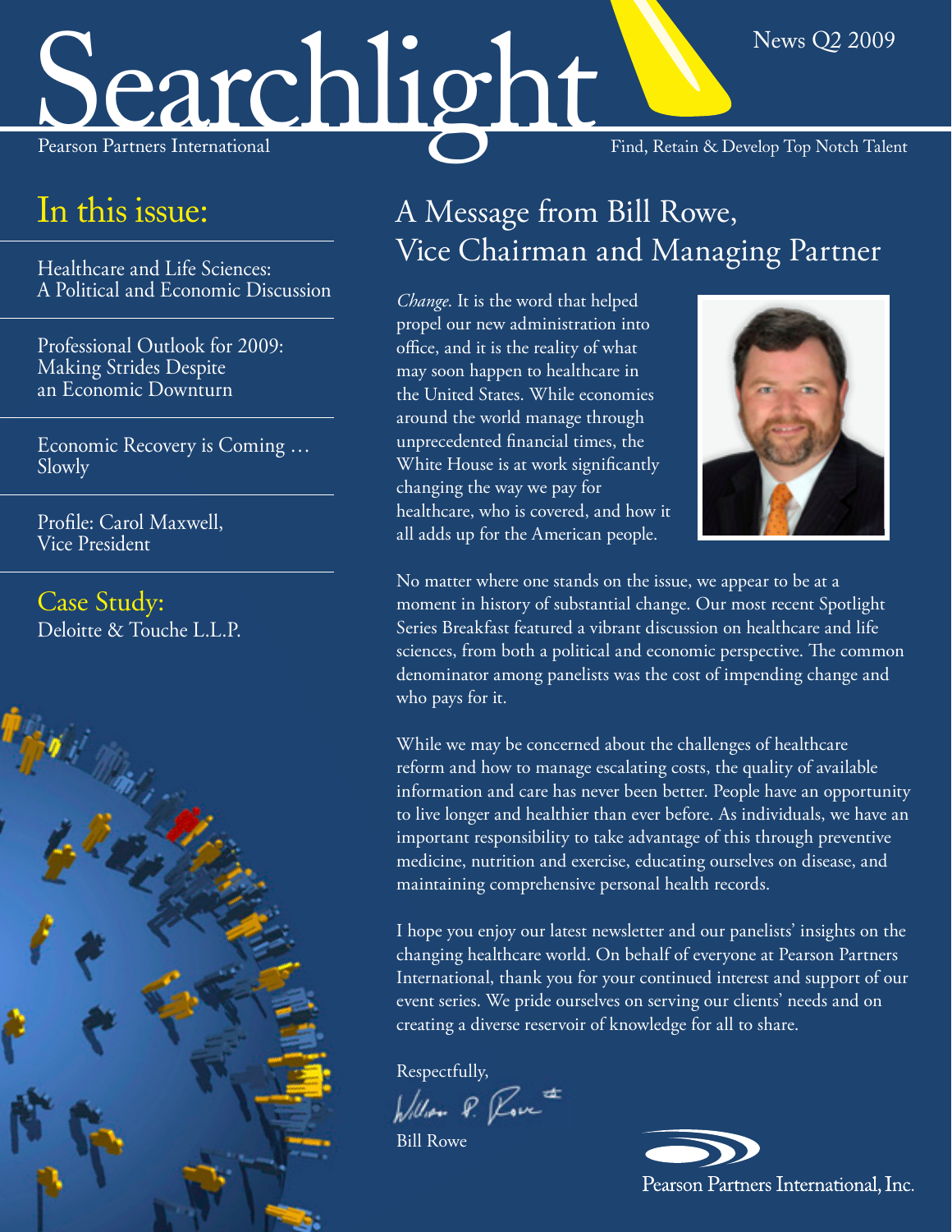# Searchlight

Pearson Partners International

News Q2 2009

Find, Retain & Develop Top Notch Talent

## In this issue:

Healthcare and Life Sciences: A Political and Economic Discussion

Professional Outlook for 2009: Making Strides Despite an Economic Downturn

Economic Recovery is Coming … Slowly

Profile: Carol Maxwell, Vice President

Case Study: Deloitte & Touche L.L.P.

## A Message from Bill Rowe, Vice Chairman and Managing Partner

*Change*. It is the word that helped propel our new administration into office, and it is the reality of what may soon happen to healthcare in the United States. While economies around the world manage through unprecedented financial times, the White House is at work significantly changing the way we pay for healthcare, who is covered, and how it all adds up for the American people.

No matter where one stands on the issue, we appear to be at a moment in history of substantial change. Our most recent Spotlight Series Breakfast featured a vibrant discussion on healthcare and life sciences, from both a political and economic perspective. The common denominator among panelists was the cost of impending change and who pays for it.

While we may be concerned about the challenges of healthcare reform and how to manage escalating costs, the quality of available information and care has never been better. People have an opportunity to live longer and healthier than ever before. As individuals, we have an important responsibility to take advantage of this through preventive medicine, nutrition and exercise, educating ourselves on disease, and maintaining comprehensive personal health records.

I hope you enjoy our latest newsletter and our panelists' insights on the changing healthcare world. On behalf of everyone at Pearson Partners International, thank you for your continued interest and support of our event series. We pride ourselves on serving our clients' needs and on creating a diverse reservoir of knowledge for all to share.

Respectfully,

Bill Rowe

Pearson Partners International, Inc.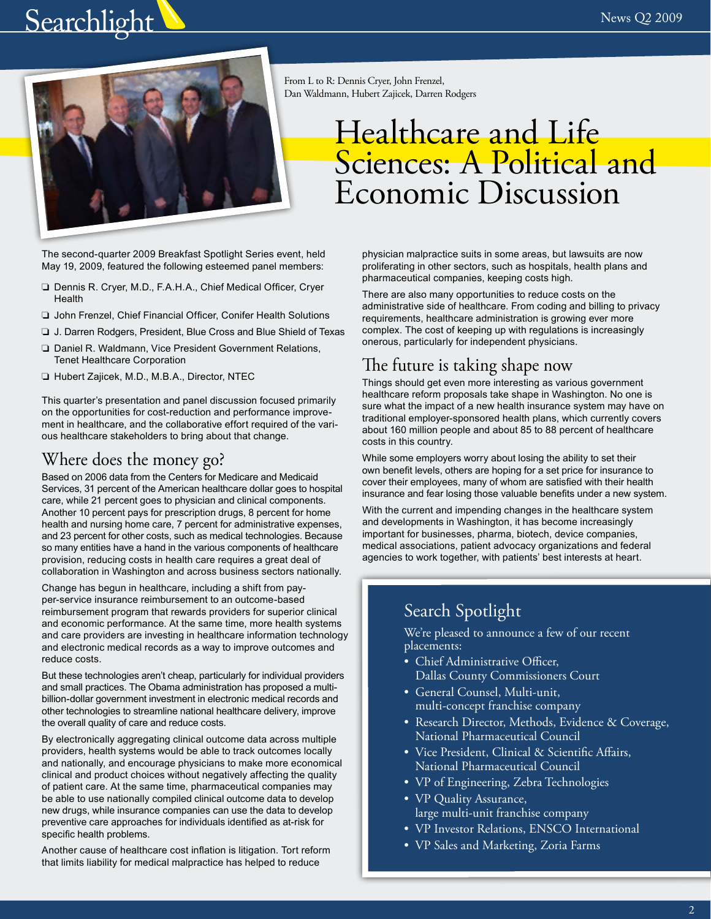From L to R: Dennis Cryer, John Frenzel, Dan Waldmann, Hubert Zajicek, Darren Rodgers

# Healthcare and Life Sciences: A Political and Economic Discussion

The second-quarter 2009 Breakfast Spotlight Series event, held May 19, 2009, featured the following esteemed panel members:

- Dennis R. Cryer, M.D., F.A.H.A., Chief Medical Officer, Cryer Health
- John Frenzel, Chief Financial Officer, Conifer Health Solutions
- J. Darren Rodgers, President, Blue Cross and Blue Shield of Texas
- Daniel R. Waldmann, Vice President Government Relations, Tenet Healthcare Corporation
- Hubert Zajicek, M.D., M.B.A., Director, NTEC

This quarter's presentation and panel discussion focused primarily on the opportunities for cost-reduction and performance improvement in healthcare, and the collaborative effort required of the various healthcare stakeholders to bring about that change.

## Where does the money go?

Based on 2006 data from the Centers for Medicare and Medicaid Services, 31 percent of the American healthcare dollar goes to hospital care, while 21 percent goes to physician and clinical components. Another 10 percent pays for prescription drugs, 8 percent for home health and nursing home care, 7 percent for administrative expenses, and 23 percent for other costs, such as medical technologies. Because so many entities have a hand in the various components of healthcare provision, reducing costs in health care requires a great deal of collaboration in Washington and across business sectors nationally.

Change has begun in healthcare, including a shift from pay-per-service insurance reimbursement to an outcome-based reimbursement program that rewards providers for superior clinical and economic performance. At the same time, more health systems and care providers are investing in healthcare information technology and electronic medical records as a way to improve outcomes and reduce costs.

But these technologies aren't cheap, particularly for individual providers and small practices. The Obama administration has proposed a multi-billion-dollar government investment in electronic medical records and other technologies to streamline national healthcare delivery, improve the overall quality of care and reduce costs.

By electronically aggregating clinical outcome data across multiple providers, health systems would be able to track outcomes locally and nationally, and encourage physicians to make more economical clinical and product choices without negatively affecting the quality of patient care. At the same time, pharmaceutical companies may be able to use nationally compiled clinical outcome data to develop new drugs, while insurance companies can use the data to develop preventive care approaches for individuals identified as at-risk for specific health problems.

Another cause of healthcare cost inflation is litigation. Tort reform that limits liability for medical malpractice has helped to reduce physician malpractice suits in some areas, but lawsuits are now proliferating in other sectors, such as hospitals, health plans and pharmaceutical companies, keeping costs high.

There are also many opportunities to reduce costs on the administrative side of healthcare. From coding and billing to privacy requirements, healthcare administration is growing ever more complex. The cost of keeping up with regulations is increasingly onerous, particularly for independent physicians.

## The future is taking shape now

Things should get even more interesting as various government healthcare reform proposals take shape in Washington. No one is sure what the impact of a new health insurance system may have on traditional employer-sponsored health plans, which currently covers about 160 million people and about 85 to 88 percent of healthcare costs in this country.

While some employers worry about losing the ability to set their own benefit levels, others are hoping for a set price for insurance to cover their employees, many of whom are satisfied with their health insurance and fear losing those valuable benefits under a new system.

With the current and impending changes in the healthcare system and developments in Washington, it has become increasingly important for businesses, pharma, biotech, device companies, medical associations, patient advocacy organizations and federal agencies to work together, with patients' best interests at heart.

## Search Spotlight

We're pleased to announce a few of our recent placements:

- Chief Administrative Officer, Dallas County Commissioners Court
- General Counsel, Multi-unit, multi-concept franchise company
- Research Director, Methods, Evidence & Coverage, National Pharmaceutical Council
- Vice President, Clinical & Scientific Affairs, National Pharmaceutical Council
- VP of Engineering, Zebra Technologies
- VP Quality Assurance, large multi-unit franchise company
- VP Investor Relations, ENSCO International
- VP Sales and Marketing, Zoria Farms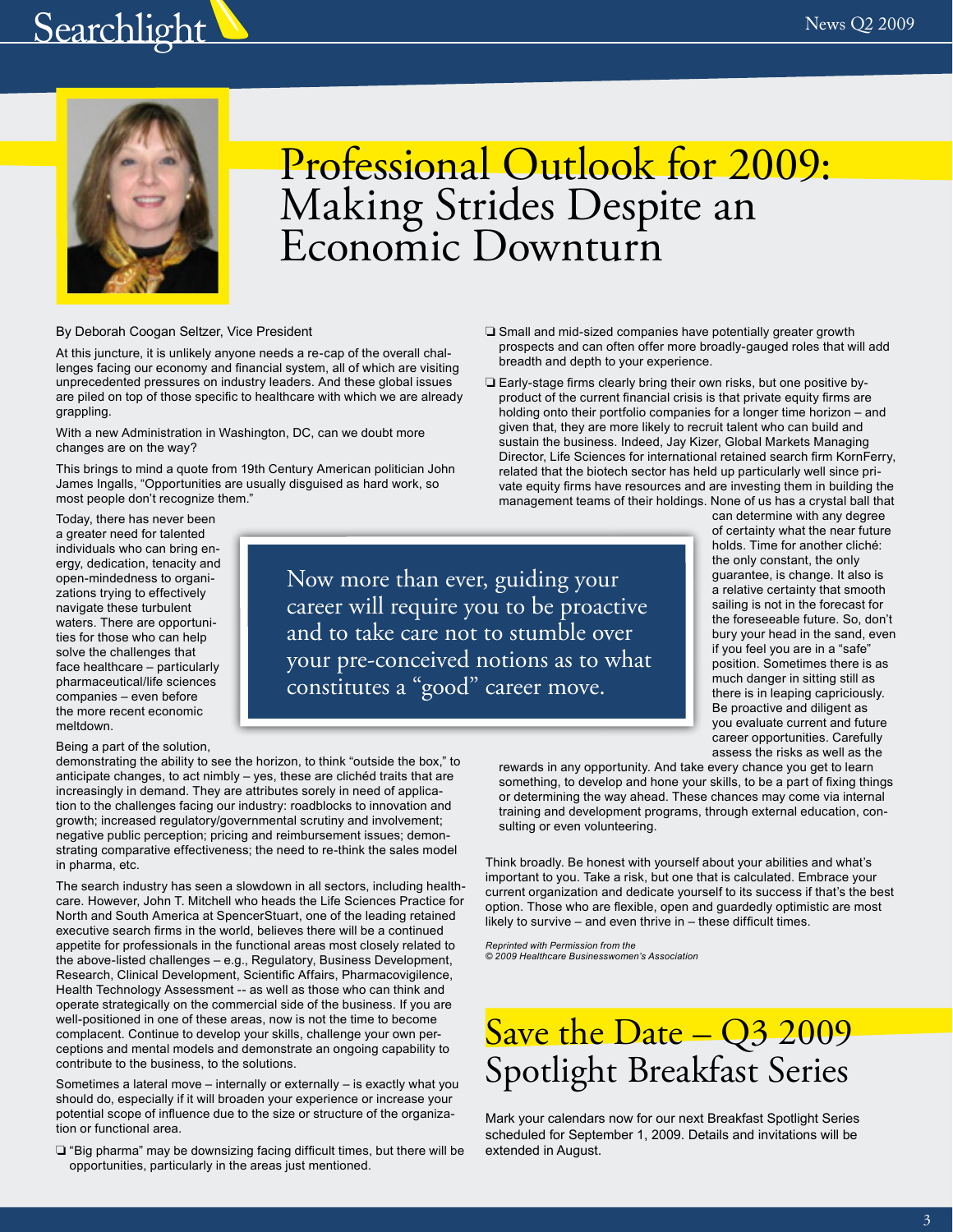# Professional Outlook for 2009: Making Strides Despite an Economic Downturn

By Deborah Coogan Seltzer, Vice President

At this juncture, it is unlikely anyone needs a re-cap of the overall challenges facing our economy and financial system, all of which are visiting unprecedented pressures on industry leaders. And these global issues are piled on top of those specific to healthcare with which we are already grappling.

With a new Administration in Washington, DC, can we doubt more changes are on the way?

This brings to mind a quote from 19th Century American politician John James Ingalls, "Opportunities are usually disguised as hard work, so most people don't recognize them."

Today, there has never been a greater need for talented individuals who can bring energy, dedication, tenacity and open-mindedness to organizations trying to effectively navigate these turbulent waters. There are opportunities for those who can help solve the challenges that face healthcare – particularly pharmaceutical/life sciences companies – even before the more recent economic meltdown.

> Now more than ever, guiding your career will require you to be proactive and to take care not to stumble over your pre-conceived notions as to what constitutes a "good" career move.

Being a part of the solution, demonstrating the ability to see the horizon, to think "outside the box," to anticipate changes, to act nimbly – yes, these are clichéd traits that are increasingly in demand. They are attributes sorely in need of application to the challenges facing our industry: roadblocks to innovation and growth; increased regulatory/governmental scrutiny and involvement; negative public perception; pricing and reimbursement issues; demonstrating comparative effectiveness; the need to re-think the sales model in pharma, etc.

The search industry has seen a slowdown in all sectors, including healthcare. However, John T. Mitchell who heads the Life Sciences Practice for North and South America at SpencerStuart, one of the leading retained executive search firms in the world, believes there will be a continued appetite for professionals in the functional areas most closely related to the above-listed challenges – e.g., Regulatory, Business Development, Research, Clinical Development, Scientific Affairs, Pharmacovigilence, Health Technology Assessment -- as well as those who can think and operate strategically on the commercial side of the business. If you are well-positioned in one of these areas, now is not the time to become complacent. Continue to develop your skills, challenge your own perceptions and mental models and demonstrate an ongoing capability to contribute to the business, to the solutions.

Sometimes a lateral move – internally or externally – is exactly what you should do, especially if it will broaden your experience or increase your potential scope of influence due to the size or structure of the organization or functional area.

- "Big pharma" may be downsizing facing difficult times, but there will be opportunities, particularly in the areas just mentioned.
- Small and mid-sized companies have potentially greater growth prospects and can often offer more broadly-gauged roles that will add breadth and depth to your experience.
- Early-stage firms clearly bring their own risks, but one positive by-product of the current financial crisis is that private equity firms are holding onto their portfolio companies for a longer time horizon – and given that, they are more likely to recruit talent who can build and sustain the business. Indeed, Jay Kizer, Global Markets Managing Director, Life Sciences for international retained search firm KornFerry, related that the biotech sector has held up particularly well since private equity firms have resources and are investing them in building the management teams of their holdings. None of us has a crystal ball that can determine with any degree of certainty what the near future holds. Time for another cliché: the only constant, the only guarantee, is change. It also is a relative certainty that smooth sailing is not in the forecast for the foreseeable future. So, don't bury your head in the sand, even if you feel you are in a "safe" position. Sometimes there is as much danger in sitting still as there is in leaping capriciously. Be proactive and diligent as you evaluate current and future career opportunities. Carefully assess the risks as well as the rewards in any opportunity. And take every chance you get to learn something, to develop and hone your skills, to be a part of fixing things or determining the way ahead. These chances may come via internal training and development programs, through external education, consulting or even volunteering.

Think broadly. Be honest with yourself about your abilities and what's important to you. Take a risk, but one that is calculated. Embrace your current organization and dedicate yourself to its success if that's the best option. Those who are flexible, open and guardedly optimistic are most likely to survive – and even thrive in – these difficult times.

*Reprinted with Permission from the*
*© 2009 Healthcare Businesswomen's Association*

# Save the Date – Q3 2009 Spotlight Breakfast Series

Mark your calendars now for our next Breakfast Spotlight Series scheduled for September 1, 2009. Details and invitations will be extended in August.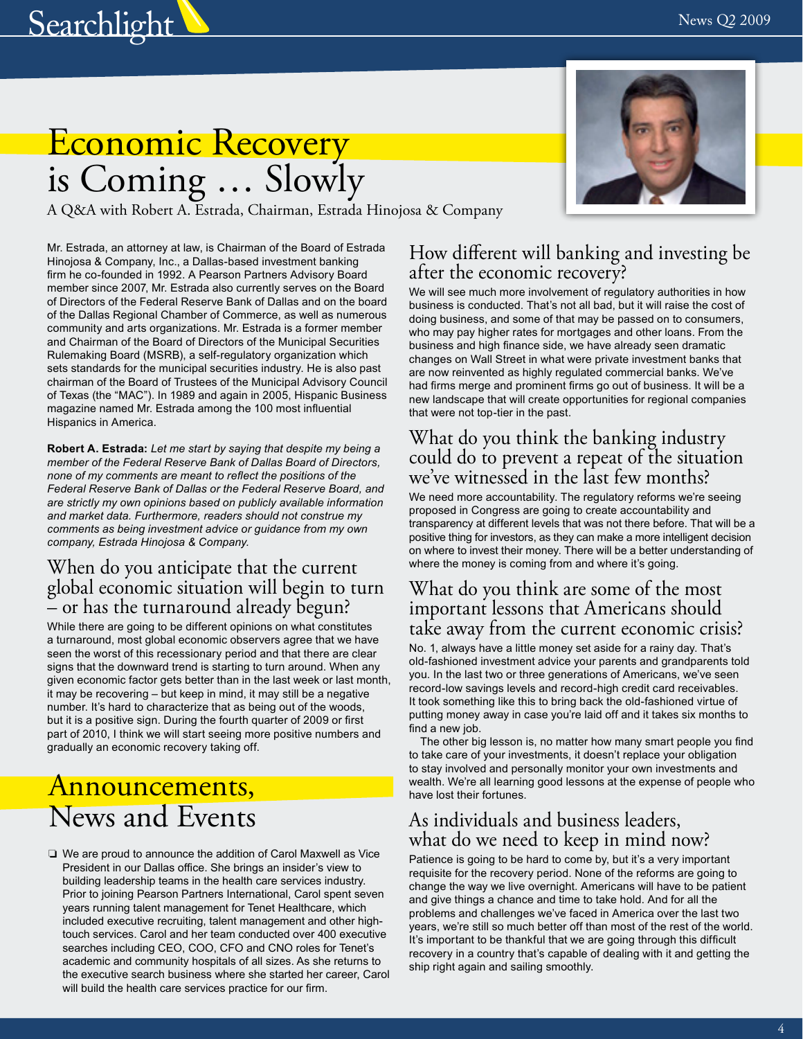# Economic Recovery is Coming … Slowly

A Q&A with Robert A. Estrada, Chairman, Estrada Hinojosa & Company

Mr. Estrada, an attorney at law, is Chairman of the Board of Estrada Hinojosa & Company, Inc., a Dallas-based investment banking firm he co-founded in 1992. A Pearson Partners Advisory Board member since 2007, Mr. Estrada also currently serves on the Board of Directors of the Federal Reserve Bank of Dallas and on the board of the Dallas Regional Chamber of Commerce, as well as numerous community and arts organizations. Mr. Estrada is a former member and Chairman of the Board of Directors of the Municipal Securities Rulemaking Board (MSRB), a self-regulatory organization which sets standards for the municipal securities industry. He is also past chairman of the Board of Trustees of the Municipal Advisory Council of Texas (the "MAC"). In 1989 and again in 2005, Hispanic Business magazine named Mr. Estrada among the 100 most influential Hispanics in America.

**Robert A. Estrada:** *Let me start by saying that despite my being a member of the Federal Reserve Bank of Dallas Board of Directors, none of my comments are meant to reflect the positions of the Federal Reserve Bank of Dallas or the Federal Reserve Board, and are strictly my own opinions based on publicly available information and market data. Furthermore, readers should not construe my comments as being investment advice or guidance from my own company, Estrada Hinojosa & Company.*

## When do you anticipate that the current global economic situation will begin to turn – or has the turnaround already begun?

While there are going to be different opinions on what constitutes a turnaround, most global economic observers agree that we have seen the worst of this recessionary period and that there are clear signs that the downward trend is starting to turn around. When any given economic factor gets better than in the last week or last month, it may be recovering – but keep in mind, it may still be a negative number. It's hard to characterize that as being out of the woods, but it is a positive sign. During the fourth quarter of 2009 or first part of 2010, I think we will start seeing more positive numbers and gradually an economic recovery taking off.

## How different will banking and investing be after the economic recovery?

We will see much more involvement of regulatory authorities in how business is conducted. That's not all bad, but it will raise the cost of doing business, and some of that may be passed on to consumers, who may pay higher rates for mortgages and other loans. From the business and high finance side, we have already seen dramatic changes on Wall Street in what were private investment banks that are now reinvented as highly regulated commercial banks. We've had firms merge and prominent firms go out of business. It will be a new landscape that will create opportunities for regional companies that were not top-tier in the past.

## What do you think the banking industry could do to prevent a repeat of the situation we've witnessed in the last few months?

We need more accountability. The regulatory reforms we're seeing proposed in Congress are going to create accountability and transparency at different levels that was not there before. That will be a positive thing for investors, as they can make a more intelligent decision on where to invest their money. There will be a better understanding of where the money is coming from and where it's going.

## What do you think are some of the most important lessons that Americans should take away from the current economic crisis?

No. 1, always have a little money set aside for a rainy day. That's old-fashioned investment advice your parents and grandparents told you. In the last two or three generations of Americans, we've seen record-low savings levels and record-high credit card receivables. It took something like this to bring back the old-fashioned virtue of putting money away in case you're laid off and it takes six months to find a new job.

The other big lesson is, no matter how many smart people you find to take care of your investments, it doesn't replace your obligation to stay involved and personally monitor your own investments and wealth. We're all learning good lessons at the expense of people who have lost their fortunes.

## As individuals and business leaders, what do we need to keep in mind now?

Patience is going to be hard to come by, but it's a very important requisite for the recovery period. None of the reforms are going to change the way we live overnight. Americans will have to be patient and give things a chance and time to take hold. And for all the problems and challenges we've faced in America over the last two years, we're still so much better off than most of the rest of the world. It's important to be thankful that we are going through this difficult recovery in a country that's capable of dealing with it and getting the ship right again and sailing smoothly.

# Announcements, News and Events

- We are proud to announce the addition of Carol Maxwell as Vice President in our Dallas office. She brings an insider's view to building leadership teams in the health care services industry. Prior to joining Pearson Partners International, Carol spent seven years running talent management for Tenet Healthcare, which included executive recruiting, talent management and other high-touch services. Carol and her team conducted over 400 executive searches including CEO, COO, CFO and CNO roles for Tenet's academic and community hospitals of all sizes. As she returns to the executive search business where she started her career, Carol will build the health care services practice for our firm.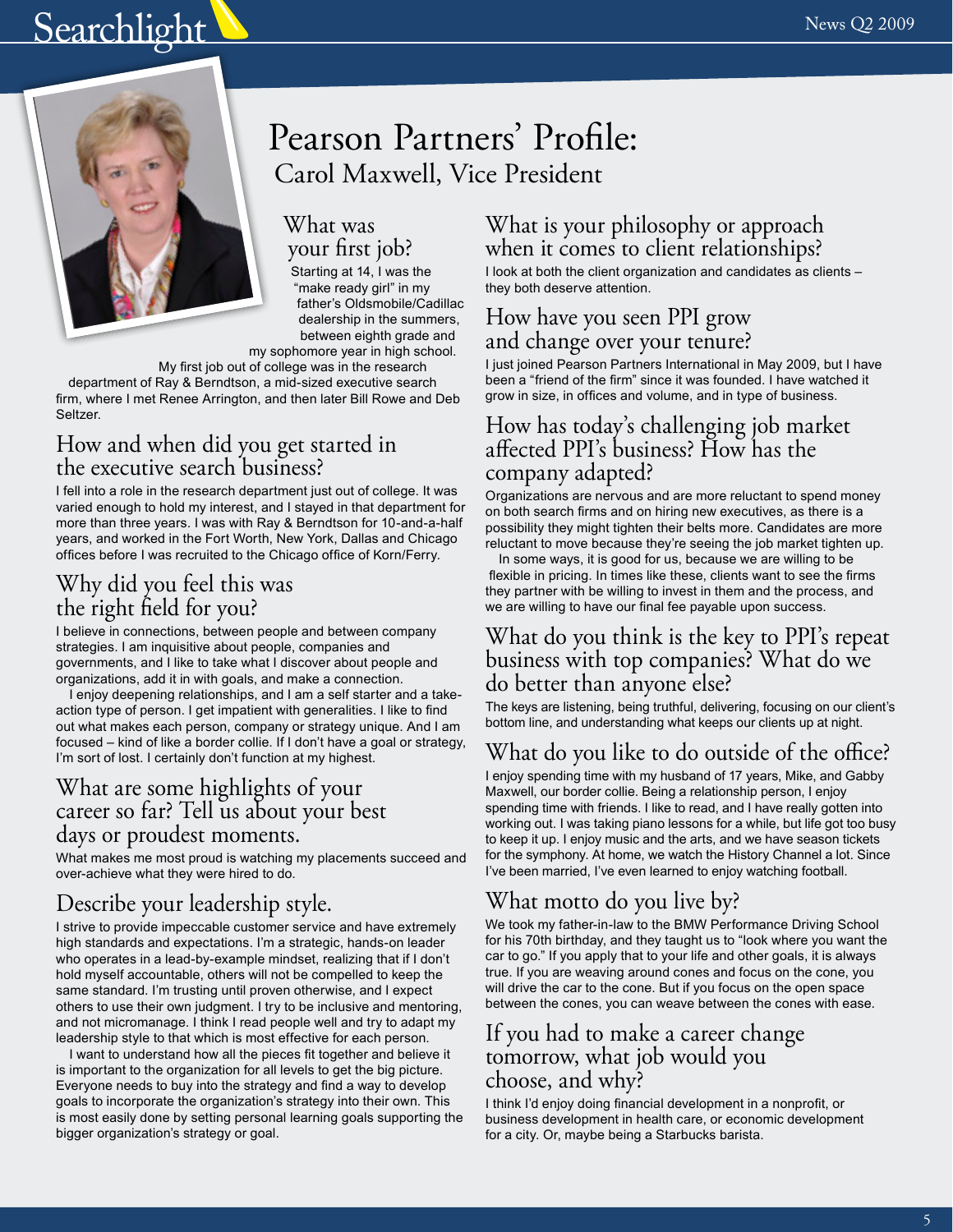# Pearson Partners' Profile:

## Carol Maxwell, Vice President

### What was your first job?

Starting at 14, I was the "make ready girl" in my father's Oldsmobile/Cadillac dealership in the summers, between eighth grade and my sophomore year in high school.

My first job out of college was in the research department of Ray & Berndtson, a mid-sized executive search firm, where I met Renee Arrington, and then later Bill Rowe and Deb Seltzer.

### How and when did you get started in the executive search business?

I fell into a role in the research department just out of college. It was varied enough to hold my interest, and I stayed in that department for more than three years. I was with Ray & Berndtson for 10-and-a-half years, and worked in the Fort Worth, New York, Dallas and Chicago offices before I was recruited to the Chicago office of Korn/Ferry.

### Why did you feel this was the right field for you?

I believe in connections, between people and between company strategies. I am inquisitive about people, companies and governments, and I like to take what I discover about people and organizations, add it in with goals, and make a connection.

I enjoy deepening relationships, and I am a self starter and a take-action type of person. I get impatient with generalities. I like to find out what makes each person, company or strategy unique. And I am focused – kind of like a border collie. If I don't have a goal or strategy, I'm sort of lost. I certainly don't function at my highest.

### What are some highlights of your career so far? Tell us about your best days or proudest moments.

What makes me most proud is watching my placements succeed and over-achieve what they were hired to do.

### Describe your leadership style.

I strive to provide impeccable customer service and have extremely high standards and expectations. I'm a strategic, hands-on leader who operates in a lead-by-example mindset, realizing that if I don't hold myself accountable, others will not be compelled to keep the same standard. I'm trusting until proven otherwise, and I expect others to use their own judgment. I try to be inclusive and mentoring, and not micromanage. I think I read people well and try to adapt my leadership style to that which is most effective for each person.

I want to understand how all the pieces fit together and believe it is important to the organization for all levels to get the big picture. Everyone needs to buy into the strategy and find a way to develop goals to incorporate the organization's strategy into their own. This is most easily done by setting personal learning goals supporting the bigger organization's strategy or goal.

### What is your philosophy or approach when it comes to client relationships?

I look at both the client organization and candidates as clients – they both deserve attention.

### How have you seen PPI grow and change over your tenure?

I just joined Pearson Partners International in May 2009, but I have been a "friend of the firm" since it was founded. I have watched it grow in size, in offices and volume, and in type of business.

### How has today's challenging job market affected PPI's business? How has the company adapted?

Organizations are nervous and are more reluctant to spend money on both search firms and on hiring new executives, as there is a possibility they might tighten their belts more. Candidates are more reluctant to move because they're seeing the job market tighten up.

In some ways, it is good for us, because we are willing to be flexible in pricing. In times like these, clients want to see the firms they partner with be willing to invest in them and the process, and we are willing to have our final fee payable upon success.

### What do you think is the key to PPI's repeat business with top companies? What do we do better than anyone else?

The keys are listening, being truthful, delivering, focusing on our client's bottom line, and understanding what keeps our clients up at night.

### What do you like to do outside of the office?

I enjoy spending time with my husband of 17 years, Mike, and Gabby Maxwell, our border collie. Being a relationship person, I enjoy spending time with friends. I like to read, and I have really gotten into working out. I was taking piano lessons for a while, but life got too busy to keep it up. I enjoy music and the arts, and we have season tickets for the symphony. At home, we watch the History Channel a lot. Since I've been married, I've even learned to enjoy watching football.

### What motto do you live by?

We took my father-in-law to the BMW Performance Driving School for his 70th birthday, and they taught us to "look where you want the car to go." If you apply that to your life and other goals, it is always true. If you are weaving around cones and focus on the cone, you will drive the car to the cone. But if you focus on the open space between the cones, you can weave between the cones with ease.

### If you had to make a career change tomorrow, what job would you choose, and why?

I think I'd enjoy doing financial development in a nonprofit, or business development in health care, or economic development for a city. Or, maybe being a Starbucks barista.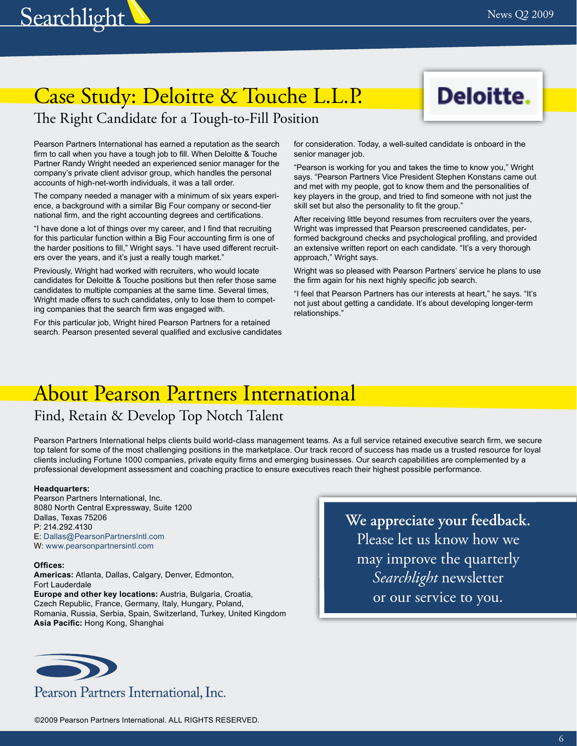# Case Study: Deloitte & Touche L.L.P.

## The Right Candidate for a Tough-to-Fill Position

Pearson Partners International has earned a reputation as the search firm to call when you have a tough job to fill. When Deloitte & Touche Partner Randy Wright needed an experienced senior manager for the company's private client advisor group, which handles the personal accounts of high-net-worth individuals, it was a tall order.

The company needed a manager with a minimum of six years experience, a background with a similar Big Four company or second-tier national firm, and the right accounting degrees and certifications.

"I have done a lot of things over my career, and I find that recruiting for this particular function within a Big Four accounting firm is one of the harder positions to fill," Wright says. "I have used different recruiters over the years, and it's just a really tough market."

Previously, Wright had worked with recruiters, who would locate candidates for Deloitte & Touche positions but then refer those same candidates to multiple companies at the same time. Several times, Wright made offers to such candidates, only to lose them to competing companies that the search firm was engaged with.

For this particular job, Wright hired Pearson Partners for a retained search. Pearson presented several qualified and exclusive candidates for consideration. Today, a well-suited candidate is onboard in the senior manager job.

"Pearson is working for you and takes the time to know you," Wright says. "Pearson Partners Vice President Stephen Konstans came out and met with my people, got to know them and the personalities of key players in the group, and tried to find someone with not just the skill set but also the personality to fit the group."

After receiving little beyond resumes from recruiters over the years, Wright was impressed that Pearson prescreened candidates, performed background checks and psychological profiling, and provided an extensive written report on each candidate. "It's a very thorough approach," Wright says.

Wright was so pleased with Pearson Partners' service he plans to use the firm again for his next highly specific job search.

"I feel that Pearson Partners has our interests at heart," he says. "It's not just about getting a candidate. It's about developing longer-term relationships."

# About Pearson Partners International

## Find, Retain & Develop Top Notch Talent

Pearson Partners International helps clients build world-class management teams. As a full service retained executive search firm, we secure top talent for some of the most challenging positions in the marketplace. Our track record of success has made us a trusted resource for loyal clients including Fortune 1000 companies, private equity firms and emerging businesses. Our search capabilities are complemented by a professional development assessment and coaching practice to ensure executives reach their highest possible performance.

**Headquarters:**
Pearson Partners International, Inc.
8080 North Central Expressway, Suite 1200
Dallas, Texas 75206
P: 214.292.4130
E: Dallas@PearsonPartnersIntl.com
W: www.pearsonpartnersintl.com

**Offices:**
**Americas:** Atlanta, Dallas, Calgary, Denver, Edmonton, Fort Lauderdale
**Europe and other key locations:** Austria, Bulgaria, Croatia, Czech Republic, France, Germany, Italy, Hungary, Poland, Romania, Russia, Serbia, Spain, Switzerland, Turkey, United Kingdom
**Asia Pacific:** Hong Kong, Shanghai

**We appreciate your feedback.** Please let us know how we may improve the quarterly *Searchlight* newsletter or our service to you.

Pearson Partners International, Inc.

©2009 Pearson Partners International. ALL RIGHTS RESERVED.